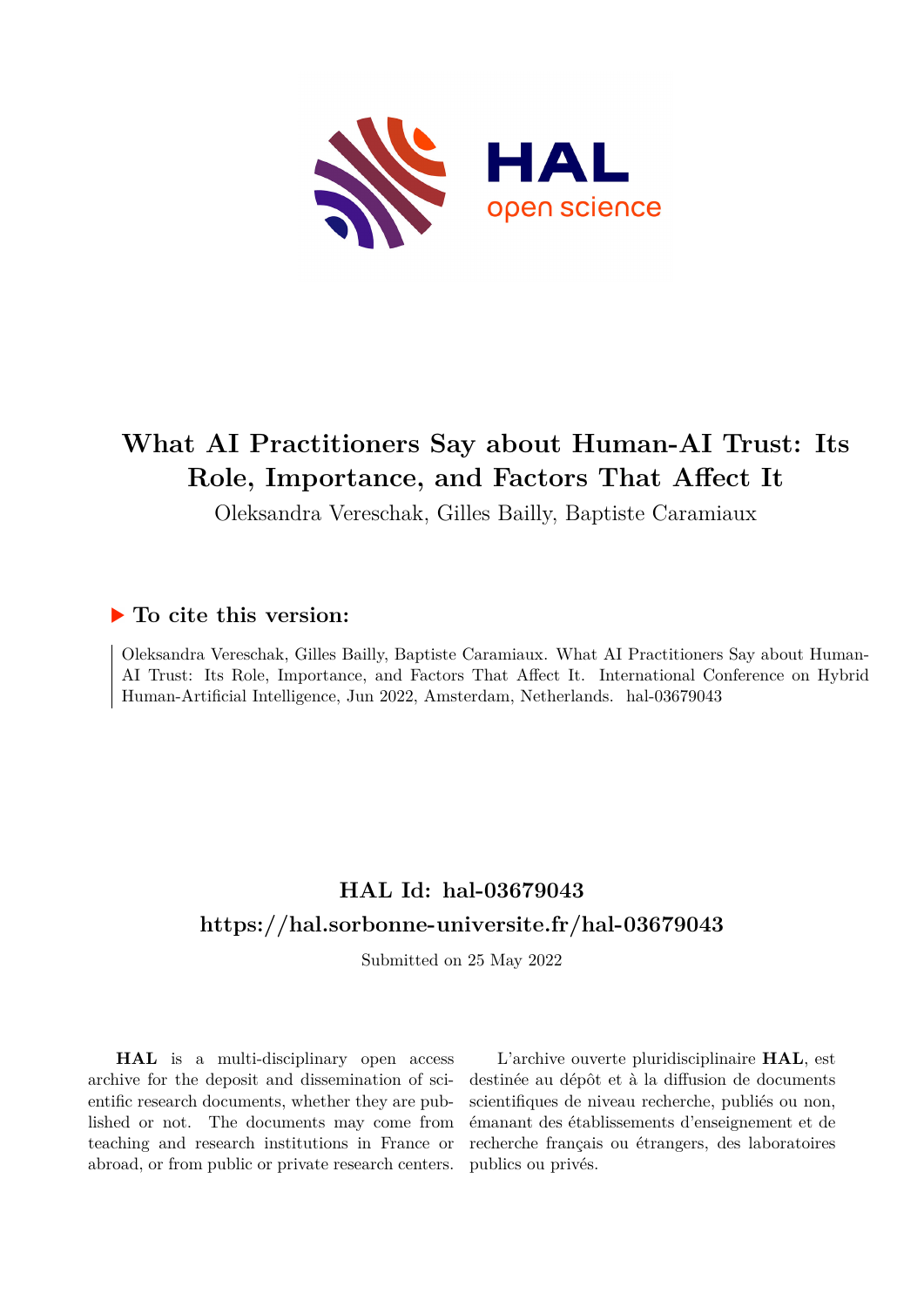# What AI Practitioners Say about Human-AI Trust: Its Role, Importance, and Factors That Affect It

Oleksandra Vereschak, Gilles Bailly, Baptiste Caramiaux

## ▶ To cite this version:

Oleksandra Vereschak, Gilles Bailly, Baptiste Caramiaux. What AI Practitioners Say about Human-AI Trust: Its Role, Importance, and Factors That Affect It. International Conference on Hybrid Human-Artificial Intelligence, Jun 2022, Amsterdam, Netherlands. hal-03679043

## HAL Id: hal-03679043

## https://hal.sorbonne-universite.fr/hal-03679043

Submitted on 25 May 2022

**HAL** is a multi-disciplinary open access archive for the deposit and dissemination of scientific research documents, whether they are published or not. The documents may come from teaching and research institutions in France or abroad, or from public or private research centers.

L'archive ouverte pluridisciplinaire **HAL**, est destinée au dépôt et à la diffusion de documents scientifiques de niveau recherche, publiés ou non, émanant des établissements d'enseignement et de recherche français ou étrangers, des laboratoires publics ou privés.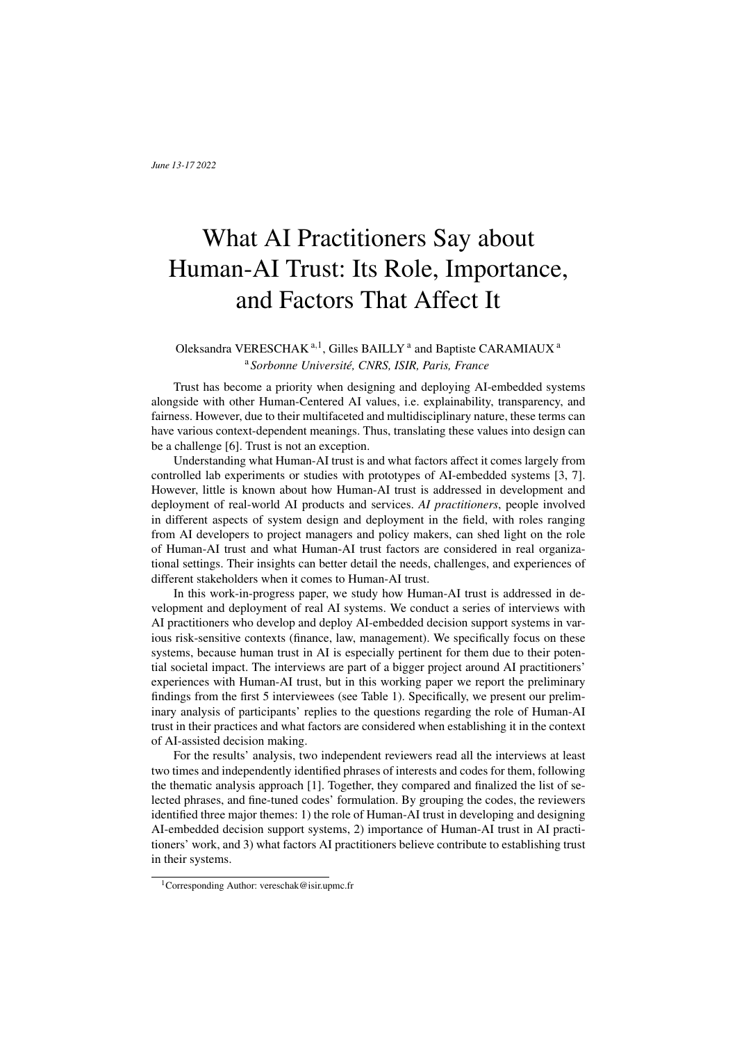*June 13-17 2022*

# What AI Practitioners Say about Human-AI Trust: Its Role, Importance, and Factors That Affect It

Oleksandra VERESCHAK [a,1], Gilles BAILLY [a] and Baptiste CARAMIAUX [a]

[a] *Sorbonne Université, CNRS, ISIR, Paris, France*

Trust has become a priority when designing and deploying AI-embedded systems alongside with other Human-Centered AI values, i.e. explainability, transparency, and fairness. However, due to their multifaceted and multidisciplinary nature, these terms can have various context-dependent meanings. Thus, translating these values into design can be a challenge [6]. Trust is not an exception.

Understanding what Human-AI trust is and what factors affect it comes largely from controlled lab experiments or studies with prototypes of AI-embedded systems [3, 7]. However, little is known about how Human-AI trust is addressed in development and deployment of real-world AI products and services. *AI practitioners*, people involved in different aspects of system design and deployment in the field, with roles ranging from AI developers to project managers and policy makers, can shed light on the role of Human-AI trust and what Human-AI trust factors are considered in real organizational settings. Their insights can better detail the needs, challenges, and experiences of different stakeholders when it comes to Human-AI trust.

In this work-in-progress paper, we study how Human-AI trust is addressed in development and deployment of real AI systems. We conduct a series of interviews with AI practitioners who develop and deploy AI-embedded decision support systems in various risk-sensitive contexts (finance, law, management). We specifically focus on these systems, because human trust in AI is especially pertinent for them due to their potential societal impact. The interviews are part of a bigger project around AI practitioners' experiences with Human-AI trust, but in this working paper we report the preliminary findings from the first 5 interviewees (see Table 1). Specifically, we present our preliminary analysis of participants' replies to the questions regarding the role of Human-AI trust in their practices and what factors are considered when establishing it in the context of AI-assisted decision making.

For the results' analysis, two independent reviewers read all the interviews at least two times and independently identified phrases of interests and codes for them, following the thematic analysis approach [1]. Together, they compared and finalized the list of selected phrases, and fine-tuned codes' formulation. By grouping the codes, the reviewers identified three major themes: 1) the role of Human-AI trust in developing and designing AI-embedded decision support systems, 2) importance of Human-AI trust in AI practitioners' work, and 3) what factors AI practitioners believe contribute to establishing trust in their systems.

[1] Corresponding Author: vereschak@isir.upmc.fr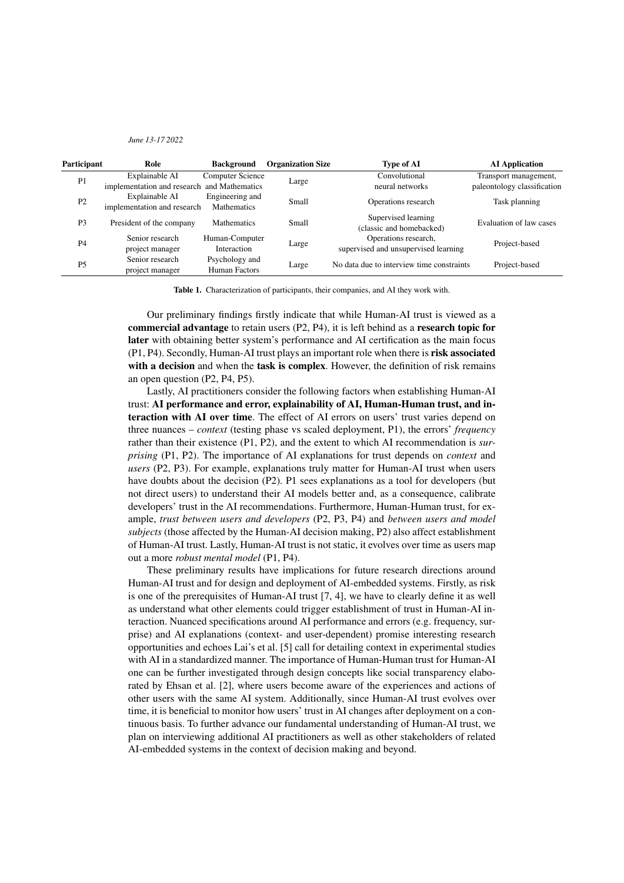| Participant | Role | Background | Organization Size | Type of AI | AI Application |
|---|---|---|---|---|---|
| P1 | Explainable AI implementation and research | Computer Science and Mathematics | Large | Convolutional neural networks | Transport management, paleontology classification |
| P2 | Explainable AI implementation and research | Engineering and Mathematics | Small | Operations research | Task planning |
| P3 | President of the company | Mathematics | Small | Supervised learning (classic and homebacked) | Evaluation of law cases |
| P4 | Senior research project manager | Human-Computer Interaction | Large | Operations research, supervised and unsupervised learning | Project-based |
| P5 | Senior research project manager | Psychology and Human Factors | Large | No data due to interview time constraints | Project-based |

**Table 1.** Characterization of participants, their companies, and AI they work with.

Our preliminary findings firstly indicate that while Human-AI trust is viewed as a **commercial advantage** to retain users (P2, P4), it is left behind as a **research topic for later** with obtaining better system's performance and AI certification as the main focus (P1, P4). Secondly, Human-AI trust plays an important role when there is **risk associated with a decision** and when the **task is complex**. However, the definition of risk remains an open question (P2, P4, P5).

Lastly, AI practitioners consider the following factors when establishing Human-AI trust: **AI performance and error, explainability of AI, Human-Human trust, and interaction with AI over time**. The effect of AI errors on users' trust varies depend on three nuances – *context* (testing phase vs scaled deployment, P1), the errors' *frequency* rather than their existence (P1, P2), and the extent to which AI recommendation is *surprising* (P1, P2). The importance of AI explanations for trust depends on *context* and *users* (P2, P3). For example, explanations truly matter for Human-AI trust when users have doubts about the decision (P2). P1 sees explanations as a tool for developers (but not direct users) to understand their AI models better and, as a consequence, calibrate developers' trust in the AI recommendations. Furthermore, Human-Human trust, for example, *trust between users and developers* (P2, P3, P4) and *between users and model subjects* (those affected by the Human-AI decision making, P2) also affect establishment of Human-AI trust. Lastly, Human-AI trust is not static, it evolves over time as users map out a more *robust mental model* (P1, P4).

These preliminary results have implications for future research directions around Human-AI trust and for design and deployment of AI-embedded systems. Firstly, as risk is one of the prerequisites of Human-AI trust [7, 4], we have to clearly define it as well as understand what other elements could trigger establishment of trust in Human-AI interaction. Nuanced specifications around AI performance and errors (e.g. frequency, surprise) and AI explanations (context- and user-dependent) promise interesting research opportunities and echoes Lai's et al. [5] call for detailing context in experimental studies with AI in a standardized manner. The importance of Human-Human trust for Human-AI one can be further investigated through design concepts like social transparency elaborated by Ehsan et al. [2], where users become aware of the experiences and actions of other users with the same AI system. Additionally, since Human-AI trust evolves over time, it is beneficial to monitor how users' trust in AI changes after deployment on a continuous basis. To further advance our fundamental understanding of Human-AI trust, we plan on interviewing additional AI practitioners as well as other stakeholders of related AI-embedded systems in the context of decision making and beyond.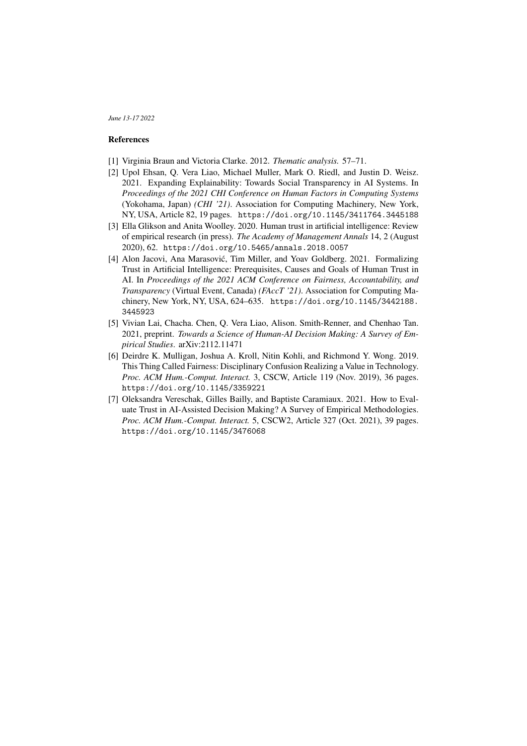June 13-17 2022

## References

[1] Virginia Braun and Victoria Clarke. 2012. *Thematic analysis.* 57–71.

[2] Upol Ehsan, Q. Vera Liao, Michael Muller, Mark O. Riedl, and Justin D. Weisz. 2021. Expanding Explainability: Towards Social Transparency in AI Systems. In *Proceedings of the 2021 CHI Conference on Human Factors in Computing Systems* (Yokohama, Japan) *(CHI '21)*. Association for Computing Machinery, New York, NY, USA, Article 82, 19 pages. https://doi.org/10.1145/3411764.3445188

[3] Ella Glikson and Anita Woolley. 2020. Human trust in artificial intelligence: Review of empirical research (in press). *The Academy of Management Annals* 14, 2 (August 2020), 62. https://doi.org/10.5465/annals.2018.0057

[4] Alon Jacovi, Ana Marasović, Tim Miller, and Yoav Goldberg. 2021. Formalizing Trust in Artificial Intelligence: Prerequisites, Causes and Goals of Human Trust in AI. In *Proceedings of the 2021 ACM Conference on Fairness, Accountability, and Transparency* (Virtual Event, Canada) *(FAccT '21)*. Association for Computing Machinery, New York, NY, USA, 624–635. https://doi.org/10.1145/3442188.3445923

[5] Vivian Lai, Chacha. Chen, Q. Vera Liao, Alison. Smith-Renner, and Chenhao Tan. 2021, preprint. *Towards a Science of Human-AI Decision Making: A Survey of Empirical Studies*. arXiv:2112.11471

[6] Deirdre K. Mulligan, Joshua A. Kroll, Nitin Kohli, and Richmond Y. Wong. 2019. This Thing Called Fairness: Disciplinary Confusion Realizing a Value in Technology. *Proc. ACM Hum.-Comput. Interact.* 3, CSCW, Article 119 (Nov. 2019), 36 pages. https://doi.org/10.1145/3359221

[7] Oleksandra Vereschak, Gilles Bailly, and Baptiste Caramiaux. 2021. How to Evaluate Trust in AI-Assisted Decision Making? A Survey of Empirical Methodologies. *Proc. ACM Hum.-Comput. Interact.* 5, CSCW2, Article 327 (Oct. 2021), 39 pages. https://doi.org/10.1145/3476068